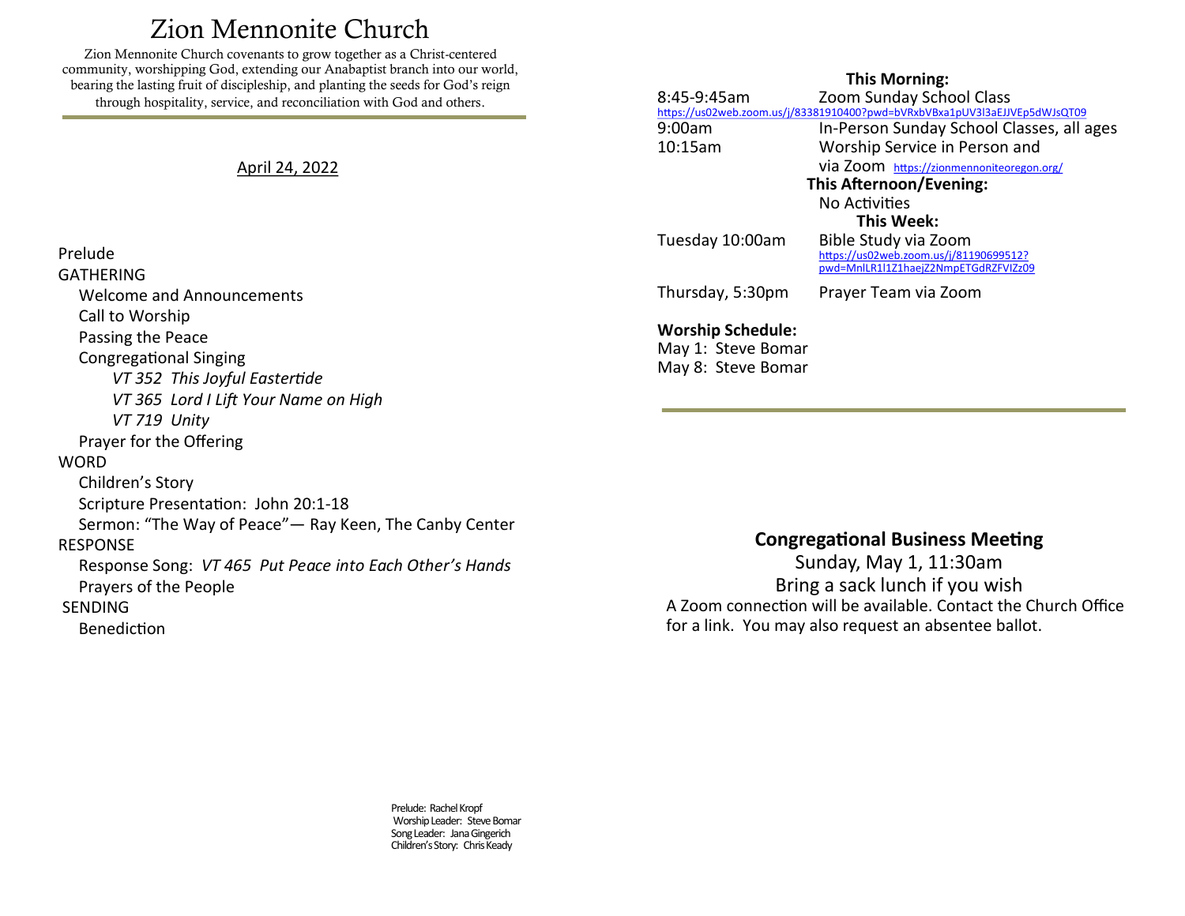# Zion Mennonite Church

Zion Mennonite Church covenants to grow together as a Christ-centered community, worshipping God, extending our Anabaptist branch into our world, bearing the lasting fruit of discipleship, and planting the seeds for God's reign through hospitality, service, and reconciliation with God and others.

April 24, 2022

Prelude

GATHERING

- Welcome and Announcements
- Call to Worship
- Passing the Peace
- Congregational Singing
  - *VT 352 This Joyful Eastertide*
  - *VT 365 Lord I Lift Your Name on High*
  - *VT 719 Unity*
- Prayer for the Offering

WORD

- Children's Story
- Scripture Presentation: John 20:1-18
- Sermon: "The Way of Peace"— Ray Keen, The Canby Center

RESPONSE

- Response Song: *VT 465 Put Peace into Each Other's Hands*
- Prayers of the People

SENDING

- Benediction

Prelude: Rachel Kropf
Worship Leader: Steve Bomar
Song Leader: Jana Gingerich
Children's Story: Chris Keady

**This Morning:**

8:45-9:45am Zoom Sunday School Class
https://us02web.zoom.us/j/83381910400?pwd=bVRxbVBxa1pUV3l3aEJJVEp5dWJsQT09

9:00am In-Person Sunday School Classes, all ages

10:15am Worship Service in Person and via Zoom https://zionmennoniteoregon.org/

**This Afternoon/Evening:**

No Activities

**This Week:**

Tuesday 10:00am Bible Study via Zoom
https://us02web.zoom.us/j/81190699512?pwd=MnlLR1l1Z1haejZ2NmpETGdRZFVIZz09

Thursday, 5:30pm Prayer Team via Zoom

**Worship Schedule:**

May 1: Steve Bomar
May 8: Steve Bomar

## Congregational Business Meeting

Sunday, May 1, 11:30am

Bring a sack lunch if you wish

A Zoom connection will be available. Contact the Church Office for a link. You may also request an absentee ballot.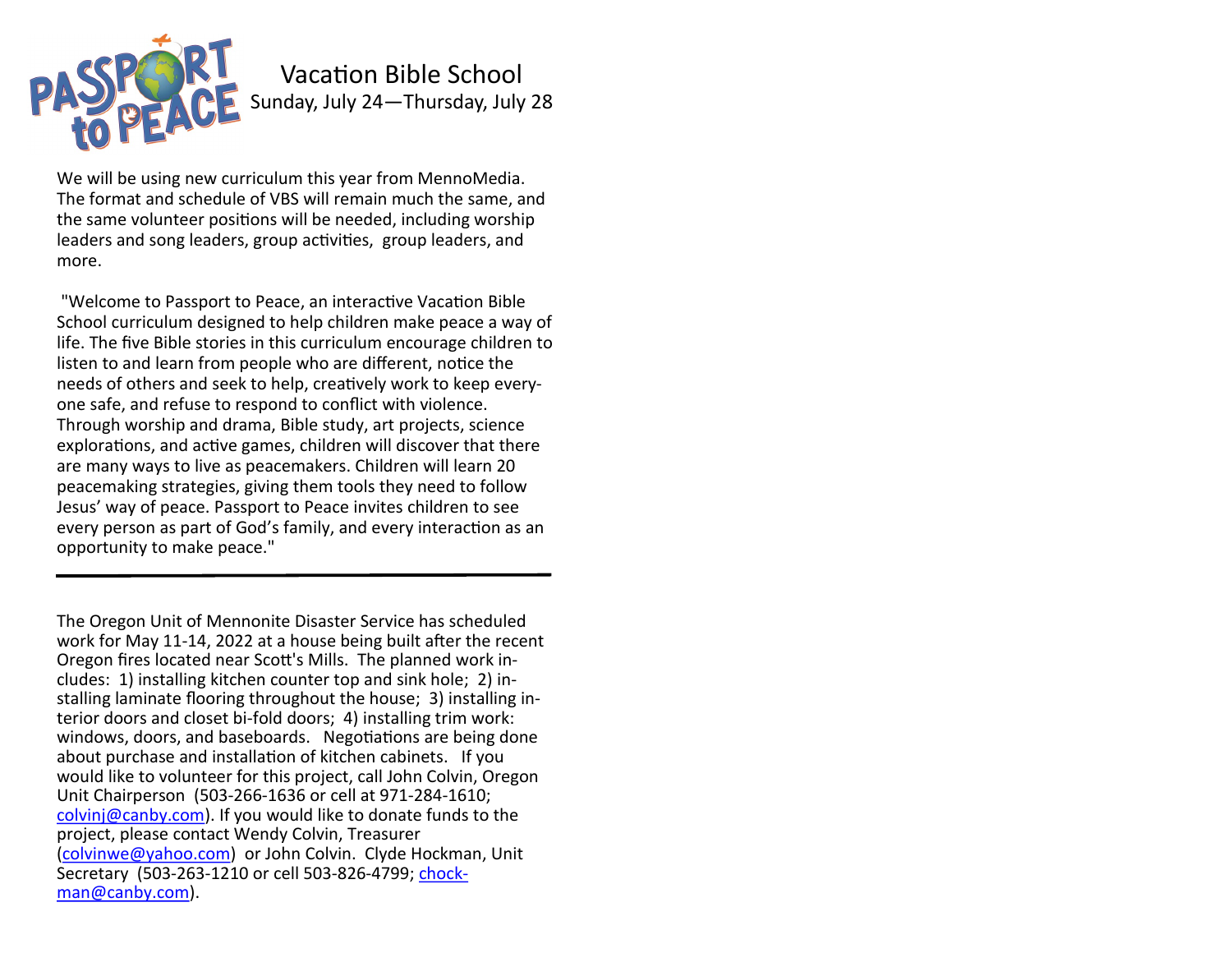# Vacation Bible School

Sunday, July 24—Thursday, July 28

We will be using new curriculum this year from MennoMedia. The format and schedule of VBS will remain much the same, and the same volunteer positions will be needed, including worship leaders and song leaders, group activities, group leaders, and more.

"Welcome to Passport to Peace, an interactive Vacation Bible School curriculum designed to help children make peace a way of life. The five Bible stories in this curriculum encourage children to listen to and learn from people who are different, notice the needs of others and seek to help, creatively work to keep everyone safe, and refuse to respond to conflict with violence. Through worship and drama, Bible study, art projects, science explorations, and active games, children will discover that there are many ways to live as peacemakers. Children will learn 20 peacemaking strategies, giving them tools they need to follow Jesus' way of peace. Passport to Peace invites children to see every person as part of God's family, and every interaction as an opportunity to make peace."

---

The Oregon Unit of Mennonite Disaster Service has scheduled work for May 11-14, 2022 at a house being built after the recent Oregon fires located near Scott's Mills. The planned work includes: 1) installing kitchen counter top and sink hole; 2) installing laminate flooring throughout the house; 3) installing interior doors and closet bi-fold doors; 4) installing trim work: windows, doors, and baseboards. Negotiations are being done about purchase and installation of kitchen cabinets. If you would like to volunteer for this project, call John Colvin, Oregon Unit Chairperson (503-266-1636 or cell at 971-284-1610; colvinj@canby.com). If you would like to donate funds to the project, please contact Wendy Colvin, Treasurer (colvinwe@yahoo.com) or John Colvin. Clyde Hockman, Unit Secretary (503-263-1210 or cell 503-826-4799; chockman@canby.com).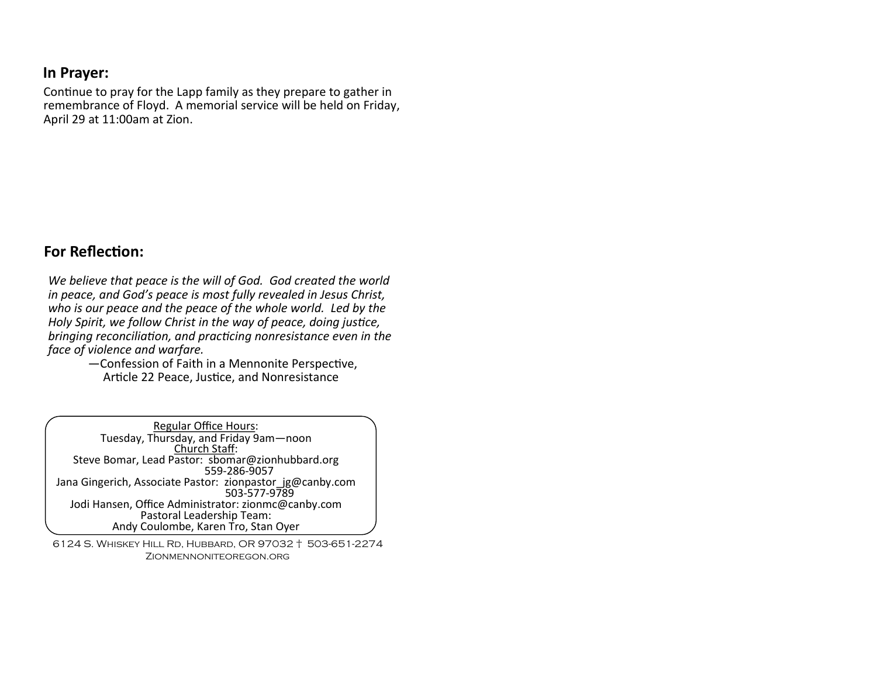## In Prayer:

Continue to pray for the Lapp family as they prepare to gather in remembrance of Floyd. A memorial service will be held on Friday, April 29 at 11:00am at Zion.

## For Reflection:

*We believe that peace is the will of God. God created the world in peace, and God's peace is most fully revealed in Jesus Christ, who is our peace and the peace of the whole world. Led by the Holy Spirit, we follow Christ in the way of peace, doing justice, bringing reconciliation, and practicing nonresistance even in the face of violence and warfare.*

—Confession of Faith in a Mennonite Perspective,
Article 22 Peace, Justice, and Nonresistance

Regular Office Hours:
Tuesday, Thursday, and Friday 9am—noon

Church Staff:
Steve Bomar, Lead Pastor: sbomar@zionhubbard.org
559-286-9057
Jana Gingerich, Associate Pastor: zionpastor_jg@canby.com
503-577-9789
Jodi Hansen, Office Administrator: zionmc@canby.com

Pastoral Leadership Team:
Andy Coulombe, Karen Tro, Stan Oyer

6124 S. Whiskey Hill Rd, Hubbard, OR 97032 † 503-651-2274
Zionmennoniteoregon.org